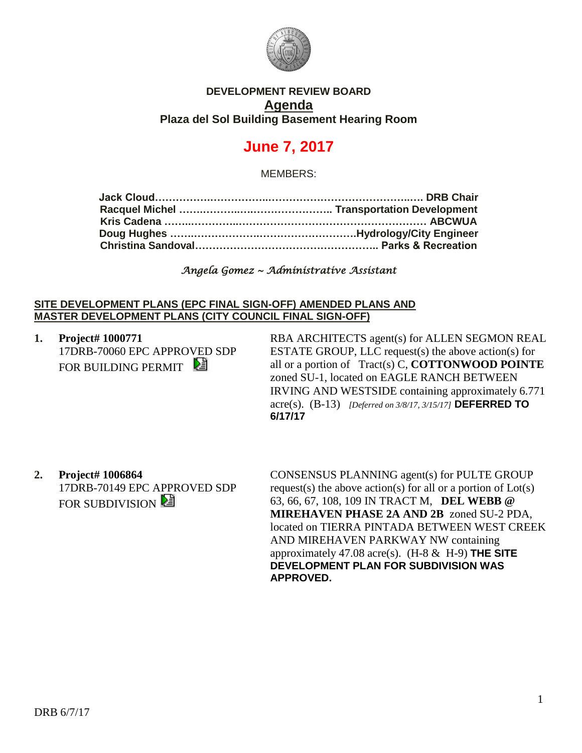**DEVELOPMENT REVIEW BOARD**

**Agenda**

**Plaza del Sol Building Basement Hearing Room**

# June 7, 2017

MEMBERS:

**Jack Cloud……………………………………………………………… DRB Chair**
**Racquel Michel ………………………………………. Transportation Development**
**Kris Cadena …………………………………………………………………… ABCWUA**
**Doug Hughes ……………………………………………….Hydrology/City Engineer**
**Christina Sandoval……………………………………………….. Parks & Recreation**

*Angela Gomez ~ Administrative Assistant*

**SITE DEVELOPMENT PLANS (EPC FINAL SIGN-OFF) AMENDED PLANS AND MASTER DEVELOPMENT PLANS (CITY COUNCIL FINAL SIGN-OFF)**

1. **Project# 1000771**
17DRB-70060 EPC APPROVED SDP FOR BUILDING PERMIT

RBA ARCHITECTS agent(s) for ALLEN SEGMON REAL ESTATE GROUP, LLC request(s) the above action(s) for all or a portion of Tract(s) C, **COTTONWOOD POINTE** zoned SU-1, located on EAGLE RANCH BETWEEN IRVING AND WESTSIDE containing approximately 6.771 acre(s). (B-13) *[Deferred on 3/8/17, 3/15/17]* **DEFERRED TO 6/17/17**

2. **Project# 1006864**
17DRB-70149 EPC APPROVED SDP FOR SUBDIVISION

CONSENSUS PLANNING agent(s) for PULTE GROUP request(s) the above action(s) for all or a portion of Lot(s) 63, 66, 67, 108, 109 IN TRACT M, **DEL WEBB @ MIREHAVEN PHASE 2A AND 2B** zoned SU-2 PDA, located on TIERRA PINTADA BETWEEN WEST CREEK AND MIREHAVEN PARKWAY NW containing approximately 47.08 acre(s). (H-8 & H-9) **THE SITE DEVELOPMENT PLAN FOR SUBDIVISION WAS APPROVED.**

DRB 6/7/17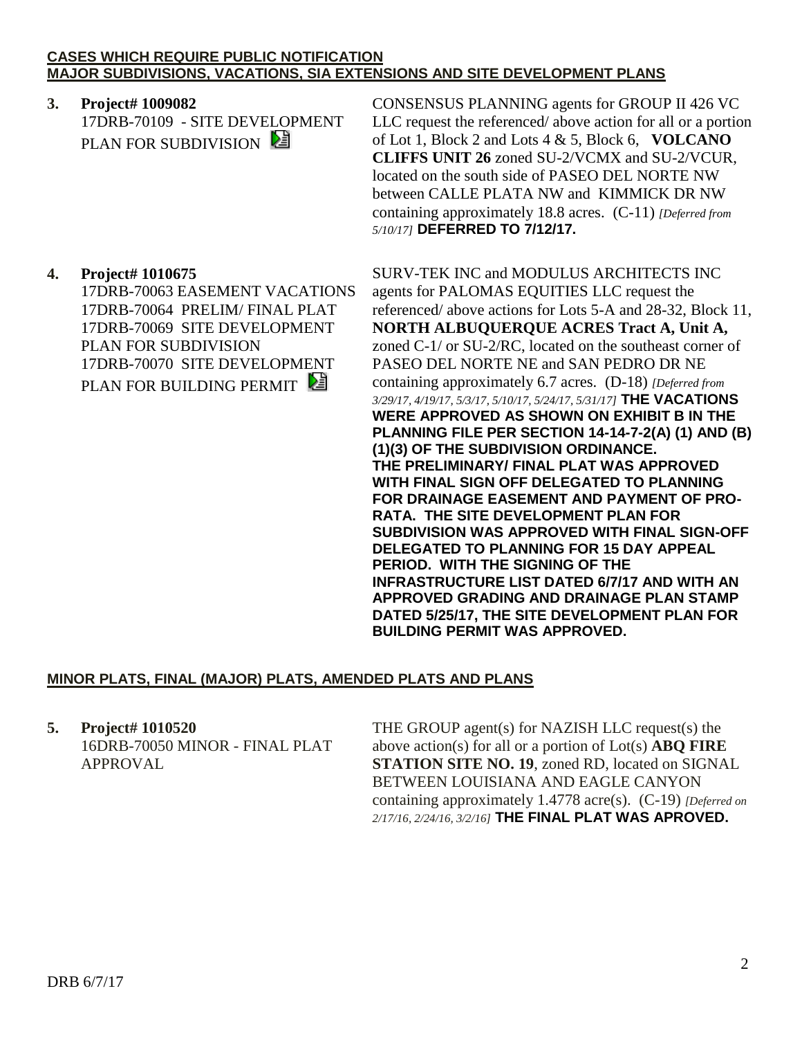**CASES WHICH REQUIRE PUBLIC NOTIFICATION**
**MAJOR SUBDIVISIONS, VACATIONS, SIA EXTENSIONS AND SITE DEVELOPMENT PLANS**

**3. Project# 1009082**
17DRB-70109 - SITE DEVELOPMENT PLAN FOR SUBDIVISION

CONSENSUS PLANNING agents for GROUP II 426 VC LLC request the referenced/ above action for all or a portion of Lot 1, Block 2 and Lots 4 & 5, Block 6, **VOLCANO CLIFFS UNIT 26** zoned SU-2/VCMX and SU-2/VCUR, located on the south side of PASEO DEL NORTE NW between CALLE PLATA NW and KIMMICK DR NW containing approximately 18.8 acres. (C-11) *[Deferred from 5/10/17]* **DEFERRED TO 7/12/17.**

**4. Project# 1010675**
17DRB-70063 EASEMENT VACATIONS
17DRB-70064 PRELIM/ FINAL PLAT
17DRB-70069 SITE DEVELOPMENT PLAN FOR SUBDIVISION
17DRB-70070 SITE DEVELOPMENT PLAN FOR BUILDING PERMIT

SURV-TEK INC and MODULUS ARCHITECTS INC agents for PALOMAS EQUITIES LLC request the referenced/ above actions for Lots 5-A and 28-32, Block 11, **NORTH ALBUQUERQUE ACRES Tract A, Unit A,** zoned C-1/ or SU-2/RC, located on the southeast corner of PASEO DEL NORTE NE and SAN PEDRO DR NE containing approximately 6.7 acres. (D-18) *[Deferred from 3/29/17, 4/19/17, 5/3/17, 5/10/17, 5/24/17, 5/31/17]* **THE VACATIONS WERE APPROVED AS SHOWN ON EXHIBIT B IN THE PLANNING FILE PER SECTION 14-14-7-2(A) (1) AND (B) (1)(3) OF THE SUBDIVISION ORDINANCE. THE PRELIMINARY/ FINAL PLAT WAS APPROVED WITH FINAL SIGN OFF DELEGATED TO PLANNING FOR DRAINAGE EASEMENT AND PAYMENT OF PRO-RATA. THE SITE DEVELOPMENT PLAN FOR SUBDIVISION WAS APPROVED WITH FINAL SIGN-OFF DELEGATED TO PLANNING FOR 15 DAY APPEAL PERIOD. WITH THE SIGNING OF THE INFRASTRUCTURE LIST DATED 6/7/17 AND WITH AN APPROVED GRADING AND DRAINAGE PLAN STAMP DATED 5/25/17, THE SITE DEVELOPMENT PLAN FOR BUILDING PERMIT WAS APPROVED.**

**MINOR PLATS, FINAL (MAJOR) PLATS, AMENDED PLATS AND PLANS**

**5. Project# 1010520**
16DRB-70050 MINOR - FINAL PLAT APPROVAL

THE GROUP agent(s) for NAZISH LLC request(s) the above action(s) for all or a portion of Lot(s) **ABQ FIRE STATION SITE NO. 19**, zoned RD, located on SIGNAL BETWEEN LOUISIANA AND EAGLE CANYON containing approximately 1.4778 acre(s). (C-19) *[Deferred on 2/17/16, 2/24/16, 3/2/16]* **THE FINAL PLAT WAS APROVED.**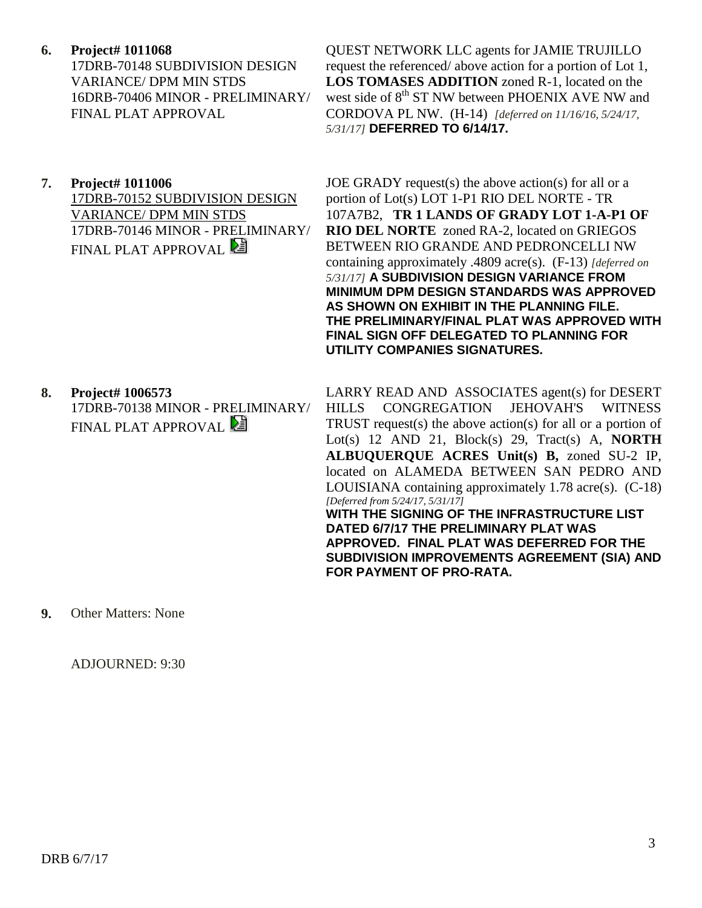**6. Project# 1011068**
17DRB-70148 SUBDIVISION DESIGN VARIANCE/ DPM MIN STDS
16DRB-70406 MINOR - PRELIMINARY/ FINAL PLAT APPROVAL

QUEST NETWORK LLC agents for JAMIE TRUJILLO request the referenced/ above action for a portion of Lot 1, **LOS TOMASES ADDITION** zoned R-1, located on the west side of 8th ST NW between PHOENIX AVE NW and CORDOVA PL NW. (H-14) *[deferred on 11/16/16, 5/24/17, 5/31/17]* **DEFERRED TO 6/14/17.**

**7. Project# 1011006**
17DRB-70152 SUBDIVISION DESIGN VARIANCE/ DPM MIN STDS
17DRB-70146 MINOR - PRELIMINARY/ FINAL PLAT APPROVAL

JOE GRADY request(s) the above action(s) for all or a portion of Lot(s) LOT 1-P1 RIO DEL NORTE - TR 107A7B2, **TR 1 LANDS OF GRADY LOT 1-A-P1 OF RIO DEL NORTE** zoned RA-2, located on GRIEGOS BETWEEN RIO GRANDE AND PEDRONCELLI NW containing approximately .4809 acre(s). (F-13) *[deferred on 5/31/17]* **A SUBDIVISION DESIGN VARIANCE FROM MINIMUM DPM DESIGN STANDARDS WAS APPROVED AS SHOWN ON EXHIBIT IN THE PLANNING FILE. THE PRELIMINARY/FINAL PLAT WAS APPROVED WITH FINAL SIGN OFF DELEGATED TO PLANNING FOR UTILITY COMPANIES SIGNATURES.**

**8. Project# 1006573**
17DRB-70138 MINOR - PRELIMINARY/ FINAL PLAT APPROVAL

LARRY READ AND ASSOCIATES agent(s) for DESERT HILLS CONGREGATION JEHOVAH'S WITNESS TRUST request(s) the above action(s) for all or a portion of Lot(s) 12 AND 21, Block(s) 29, Tract(s) A, **NORTH ALBUQUERQUE ACRES Unit(s) B,** zoned SU-2 IP, located on ALAMEDA BETWEEN SAN PEDRO AND LOUISIANA containing approximately 1.78 acre(s). (C-18) *[Deferred from 5/24/17, 5/31/17]*
**WITH THE SIGNING OF THE INFRASTRUCTURE LIST DATED 6/7/17 THE PRELIMINARY PLAT WAS APPROVED. FINAL PLAT WAS DEFERRED FOR THE SUBDIVISION IMPROVEMENTS AGREEMENT (SIA) AND FOR PAYMENT OF PRO-RATA.**

**9.** Other Matters: None

ADJOURNED: 9:30

DRB 6/7/17